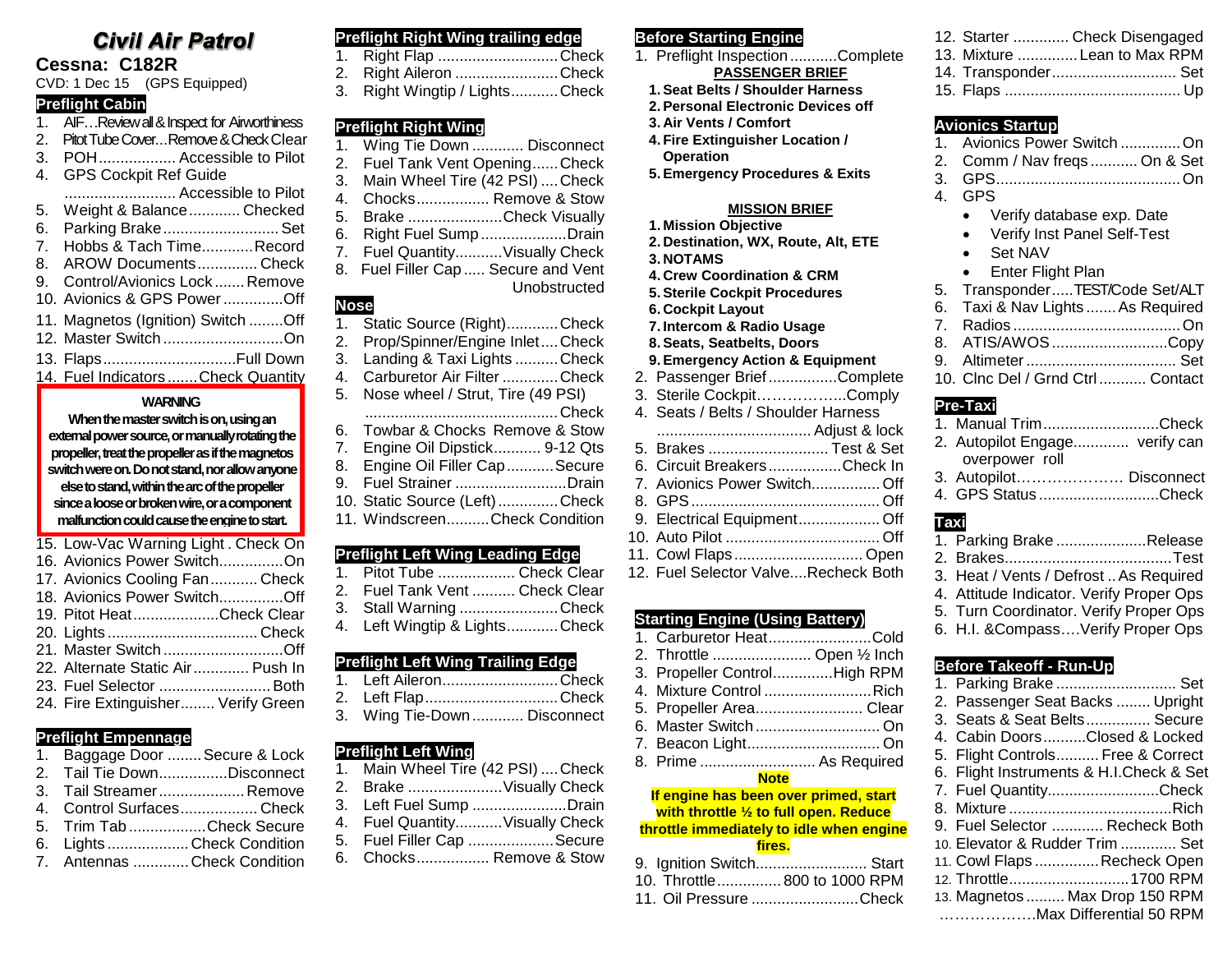# Civil Air Patrol

## Cessna: C182R

CVD: 1 Dec 15 (GPS Equipped)

### Preflight Cabin

1. AIF…Review all & Inspect for Airworthiness
2. Pitot Tube Cover…Remove & Check Clear
3. POH .................. Accessible to Pilot
4. GPS Cockpit Ref Guide .......................... Accessible to Pilot
5. Weight & Balance ............ Checked
6. Parking Brake ........................... Set
7. Hobbs & Tach Time............Record
8. AROW Documents.............. Check
9. Control/Avionics Lock ....... Remove
10. Avionics & GPS Power ..............Off
11. Magnetos (Ignition) Switch ........Off
12. Master Switch ............................On
13. Flaps...............................Full Down
14. Fuel Indicators .......Check Quantity

**WARNING**

**When the master switch is on, using an external power source, or manually rotating the propeller, treat the propeller as if the magnetos switch were on. Do not stand, nor allow anyone else to stand, within the arc of the propeller since a loose or broken wire, or a component malfunction could cause the engine to start.**

15. Low-Vac Warning Light . Check On
16. Avionics Power Switch...............On
17. Avionics Cooling Fan........... Check
18. Avionics Power Switch...............Off
19. Pitot Heat....................Check Clear
20. Lights ................................... Check
21. Master Switch ............................Off
22. Alternate Static Air............. Push In
23. Fuel Selector .......................... Both
24. Fire Extinguisher........ Verify Green

### Preflight Empennage

1. Baggage Door ........ Secure & Lock
2. Tail Tie Down................Disconnect
3. Tail Streamer .................... Remove
4. Control Surfaces.................. Check
5. Trim Tab ..................Check Secure
6. Lights ................... Check Condition
7. Antennas ............ Check Condition

### Preflight Right Wing trailing edge

1. Right Flap ............................ Check
2. Right Aileron ........................ Check
3. Right Wingtip / Lights........... Check

### Preflight Right Wing

1. Wing Tie Down ............ Disconnect
2. Fuel Tank Vent Opening...... Check
3. Main Wheel Tire (42 PSI) .... Check
4. Chocks................. Remove & Stow
5. Brake ......................Check Visually
6. Right Fuel Sump ....................Drain
7. Fuel Quantity...........Visually Check
8. Fuel Filler Cap ..... Secure and Vent Unobstructed

### Nose

1. Static Source (Right)............ Check
2. Prop/Spinner/Engine Inlet .... Check
3. Landing & Taxi Lights .......... Check
4. Carburetor Air Filter ............. Check
5. Nose wheel / Strut, Tire (49 PSI) ............................................. Check
6. Towbar & Chocks Remove & Stow
7. Engine Oil Dipstick........... 9-12 Qts
8. Engine Oil Filler Cap ...........Secure
9. Fuel Strainer ..........................Drain
10. Static Source (Left) .............. Check
11. Windscreen..........Check Condition

### Preflight Left Wing Leading Edge

1. Pitot Tube .................. Check Clear
2. Fuel Tank Vent .......... Check Clear
3. Stall Warning ....................... Check
4. Left Wingtip & Lights............ Check

### Preflight Left Wing Trailing Edge

1. Left Aileron.......................... Check
2. Left Flap............................... Check
3. Wing Tie-Down ............ Disconnect

### Preflight Left Wing

1. Main Wheel Tire (42 PSI) .... Check
2. Brake ......................Visually Check
3. Left Fuel Sump ......................Drain
4. Fuel Quantity...........Visually Check
5. Fuel Filler Cap ....................Secure
6. Chocks................. Remove & Stow

### Before Starting Engine

1. Preflight Inspection ...........Complete

**PASSENGER BRIEF**

1. **Seat Belts / Shoulder Harness**
2. **Personal Electronic Devices off**
3. **Air Vents / Comfort**
4. **Fire Extinguisher Location / Operation**
5. **Emergency Procedures & Exits**

**MISSION BRIEF**

1. **Mission Objective**
2. **Destination, WX, Route, Alt, ETE**
3. **NOTAMS**
4. **Crew Coordination & CRM**
5. **Sterile Cockpit Procedures**
6. **Cockpit Layout**
7. **Intercom & Radio Usage**
8. **Seats, Seatbelts, Doors**
9. **Emergency Action & Equipment**

2. Passenger Brief ................Complete
3. Sterile Cockpit……………..Comply
4. Seats / Belts / Shoulder Harness .................................... Adjust & lock
5. Brakes ............................ Test & Set
6. Circuit Breakers.................Check In
7. Avionics Power Switch................ Off
8. GPS ............................................ Off
9. Electrical Equipment................... Off
10. Auto Pilot .................................... Off
11. Cowl Flaps .............................. Open
12. Fuel Selector Valve....Recheck Both

### Starting Engine (Using Battery)

1. Carburetor Heat........................Cold
2. Throttle ....................... Open ½ Inch
3. Propeller Control.............High RPM
4. Mixture Control .........................Rich
5. Propeller Area......................... Clear
6. Master Switch ............................. On
7. Beacon Light............................... On
8. Prime ........................... As Required

**Note**

**If engine has been over primed, start with throttle ½ to full open. Reduce throttle immediately to idle when engine fires.**

9. Ignition Switch.......................... Start
10. Throttle...............800 to 1000 RPM
11. Oil Pressure .........................Check
12. Starter ............. Check Disengaged
13. Mixture ..............Lean to Max RPM
14. Transponder............................. Set
15. Flaps ......................................... Up

### Avionics Startup

1. Avionics Power Switch .............. On
2. Comm / Nav freqs ........... On & Set
3. GPS............................................ On
4. GPS
   - Verify database exp. Date
   - Verify Inst Panel Self-Test
   - Set NAV
   - Enter Flight Plan
5. Transponder.....TEST/Code Set/ALT
6. Taxi & Nav Lights ....... As Required
7. Radios ........................................ On
8. ATIS/AWOS ...........................Copy
9. Altimeter ................................... Set
10. Clnc Del / Grnd Ctrl ........... Contact

### Pre-Taxi

1. Manual Trim...........................Check
2. Autopilot Engage............ verify can overpower roll
3. Autopilot………………… Disconnect
4. GPS Status ............................Check

### Taxi

1. Parking Brake .....................Release
2. Brakes.......................................Test
3. Heat / Vents / Defrost .. As Required
4. Attitude Indicator. Verify Proper Ops
5. Turn Coordinator. Verify Proper Ops
6. H.I. &Compass….Verify Proper Ops

### Before Takeoff - Run-Up

1. Parking Brake ............................ Set
2. Passenger Seat Backs ........ Upright
3. Seats & Seat Belts............... Secure
4. Cabin Doors.........Closed & Locked
5. Flight Controls.......... Free & Correct
6. Flight Instruments & H.I.Check & Set
7. Fuel Quantity..........................Check
8. Mixture ......................................Rich
9. Fuel Selector ............ Recheck Both
10. Elevator & Rudder Trim ............. Set
11. Cowl Flaps ...............Recheck Open
12. Throttle............................1700 RPM
13. Magnetos ......... Max Drop 150 RPM ………………Max Differential 50 RPM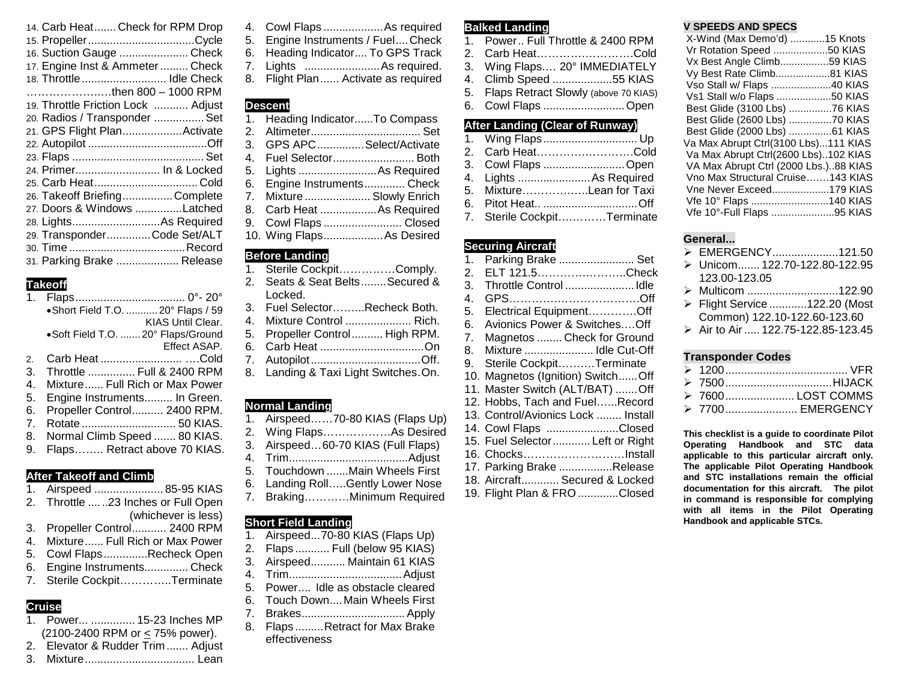14. Carb Heat....... Check for RPM Drop
15. Propeller..................................Cycle
16. Suction Gauge ...................... Check
17. Engine Inst & Ammeter ......... Check
18. Throttle ........................... Idle Check
…………………then 800 – 1000 RPM
19. Throttle Friction Lock ........... Adjust
20. Radios / Transponder ................ Set
21. GPS Flight Plan...................Activate
22. Autopilot ......................................Off
23. Flaps .......................................... Set
24. Primer........................... In & Locked
25. Carb Heat................................. Cold
26. Takeoff Briefing................ Complete
27. Doors & Windows ...............Latched
28. Lights............................As Required
29. Transponder.............Code Set/ALT
30. Time .....................................Record
31. Parking Brake .................... Release

## Takeoff

1. Flaps................................... 0°- 20°
   - Short Field T.O. ........... 20° Flaps / 59 KIAS Until Clear.
   - Soft Field T.O. ....... 20° Flaps/Ground Effect ASAP.
2. Carb Heat .......................... ….Cold
3. Throttle ............... Full & 2400 RPM
4. Mixture...... Full Rich or Max Power
5. Engine Instruments......... In Green.
6. Propeller Control.......... 2400 RPM.
7. Rotate .............................. 50 KIAS.
8. Normal Climb Speed ....... 80 KIAS.
9. Flaps…….. Retract above 70 KIAS.

## After Takeoff and Climb

1. Airspeed ..................... 85-95 KIAS
2. Throttle .... ..23 Inches or Full Open (whichever is less)
3. Propeller Control........... 2400 RPM
4. Mixture...... Full Rich or Max Power
5. Cowl Flaps..............Recheck Open
6. Engine Instruments............. Check
7. Sterile Cockpit…………..Terminate

## Cruise

1. Power... .............. 15-23 Inches MP (2100-2400 RPM or ≤ 75% power).
2. Elevator & Rudder Trim ....... Adjust
3. Mixture................................... Lean
4. Cowl Flaps ...................As required
5. Engine Instruments / Fuel.... Check
6. Heading Indicator.... To GPS Track
7. Lights ........................As required.
8. Flight Plan ...... Activate as required

## Descent

1. Heading Indicator......To Compass
2. Altimeter................................... Set
3. GPS APC...............Select/Activate
4. Fuel Selector.......................... Both
5. Lights .........................As Required
6. Engine Instruments............. Check
7. Mixture ..................... Slowly Enrich
8. Carb Heat ..................As Required
9. Cowl Flaps ......................... Closed
10. Wing Flaps...................As Desired

## Before Landing

1. Sterile Cockpit……………Comply.
2. Seats & Seat Belts........Secured & Locked.
3. Fuel Selector……...Recheck Both.
4. Mixture Control ..................... Rich.
5. Propeller Control.......... High RPM.
6. Carb Heat .................................On
7. Autopilot...................................Off.
8. Landing & Taxi Light Switches.On.

## Normal Landing

1. Airspeed……70-80 KIAS (Flaps Up)
2. Wing Flaps………………As Desired
3. Airspeed…60-70 KIAS (Full Flaps)
4. Trim......................................Adjust
5. Touchdown .......Main Wheels First
6. Landing Roll…..Gently Lower Nose
7. Braking…………Minimum Required

## Short Field Landing

1. Airspeed...70-80 KIAS (Flaps Up)
2. Flaps ........... Full (below 95 KIAS)
3. Airspeed........... Maintain 61 KIAS
4. Trim.................................... Adjust
5. Power.... Idle as obstacle cleared
6. Touch Down.... Main Wheels First
7. Brakes................................. Apply
8. Flaps .........Retract for Max Brake effectiveness

## Balked Landing

1. Power.. Full Throttle & 2400 RPM
2. Carb Heat……………………Cold
3. Wing Flaps…. 20° IMMEDIATELY
4. Climb Speed ...................55 KIAS
5. Flaps Retract Slowly (above 70 KIAS)
6. Cowl Flaps .......................... Open

## After Landing (Clear of Runway)

1. Wing Flaps.............................. Up
2. Carb Heat……………………Cold
3. Cowl Flaps .......................... Open
4. Lights ....................... As Required
5. Mixture……………..Lean for Taxi
6. Pitot Heat.. .............................. Off
7. Sterile Cockpit…………Terminate

## Securing Aircraft

1. Parking Brake ........................ Set
2. ELT 121.5…………………..Check
3. Throttle Control ...................... Idle
4. GPS…………………………….Off
5. Electrical Equipment………….Off
6. Avionics Power & Switches.…Off
7. Magnetos ........ Check for Ground
8. Mixture ...................... Idle Cut-Off
9. Sterile Cockpit……….Terminate
10. Magnetos (Ignition) Switch...... Off
11. Master Switch (ALT/BAT) ....... Off
12. Hobbs, Tach and Fuel…...Record
13. Control/Avionics Lock ........ Install
14. Cowl Flaps .......................Closed
15. Fuel Selector............ Left or Right
16. Chocks………………………Install
17. Parking Brake .................Release
18. Aircraft............ Secured & Locked
19. Flight Plan & FRO .............Closed

## V SPEEDS AND SPECS

X-Wind (Max Demo'd) ............15 Knots
Vr Rotation Speed ...................50 KIAS
Vx Best Angle Climb.................59 KIAS
Vy Best Rate Climb...................81 KIAS
Vso Stall w/ Flaps .....................40 KIAS
Vs1 Stall w/o Flaps ...................50 KIAS
Best Glide (3100 Lbs) ...............76 KIAS
Best Glide (2600 Lbs) ...............70 KIAS
Best Glide (2000 Lbs) ...............61 KIAS
Va Max Abrupt Ctrl(3100 Lbs)...111 KIAS
Va Max Abrupt Ctrl(2600 Lbs)..102 KIAS
VA Max Abrupt Ctrl (2000 Lbs.)..88 KIAS
Vno Max Structural Cruise…….143 KIAS
Vne Never Exceed....................179 KIAS
Vfe 10° Flaps ...........................140 KIAS
Vfe 10°-Full Flaps ......................95 KIAS

## General...

- EMERGENCY.....................121.50
- Unicom....... 122.70-122.80-122.95 123.00-123.05
- Multicom ............................122.90
- Flight Service ............122.20 (Most Common) 122.10-122.60-123.60
- Air to Air ..... 122.75-122.85-123.45

## Transponder Codes

- 1200....................................... VFR
- 7500..................................HIJACK
- 7600...................... LOST COMMS
- 7700....................... EMERGENCY

**This checklist is a guide to coordinate Pilot Operating Handbook and STC data applicable to this particular aircraft only. The applicable Pilot Operating Handbook and STC installations remain the official documentation for this aircraft. The pilot in command is responsible for complying with all items in the Pilot Operating Handbook and applicable STCs.**